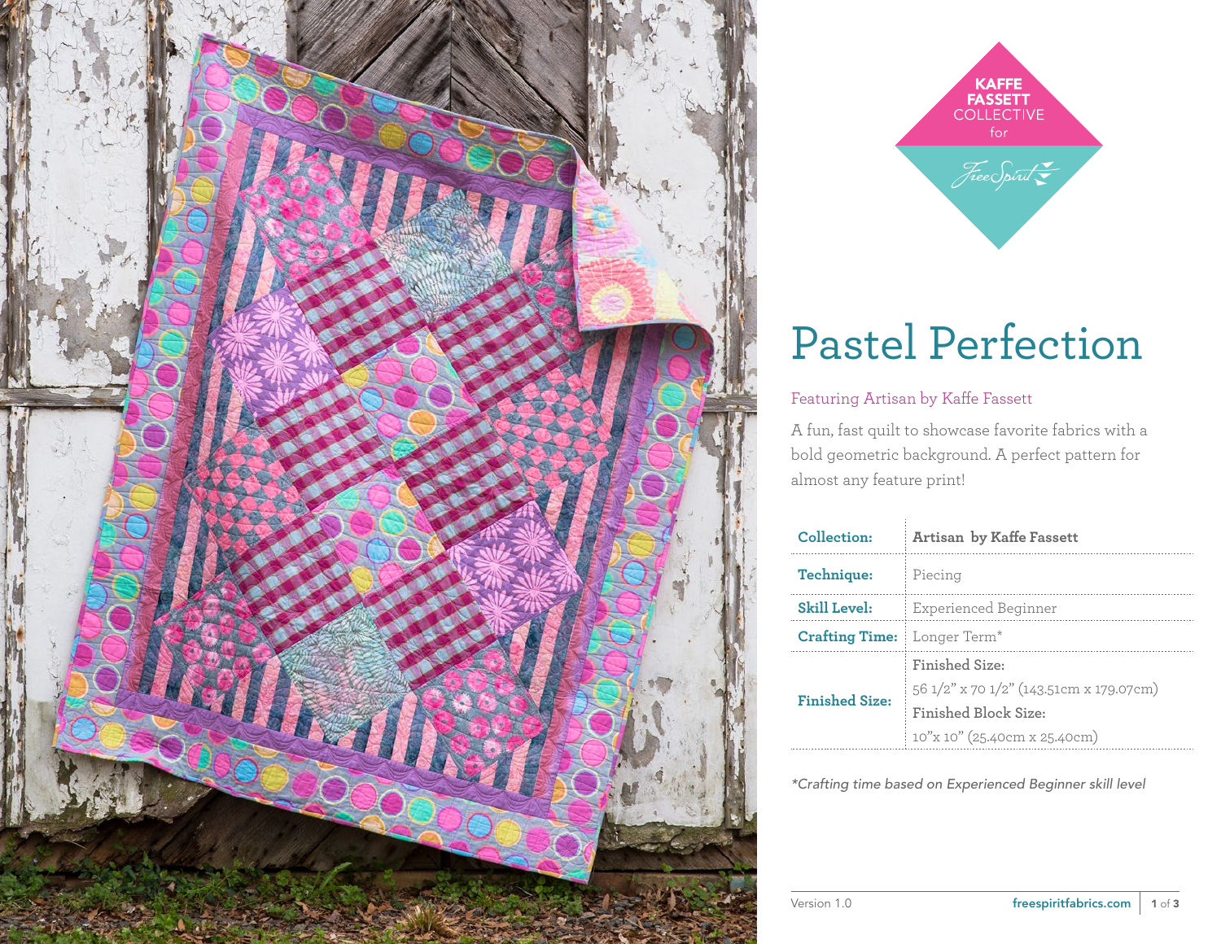KAFFE FASSETT COLLECTIVE for FreeSpirit

# Pastel Perfection

Featuring Artisan by Kaffe Fassett

A fun, fast quilt to showcase favorite fabrics with a bold geometric background. A perfect pattern for almost any feature print!

| | |
|---|---|
| **Collection:** | **Artisan by Kaffe Fassett** |
| **Technique:** | Piecing |
| **Skill Level:** | Experienced Beginner |
| **Crafting Time:** | Longer Term* |
| **Finished Size:** | Finished Size: 56 1/2" x 70 1/2" (143.51cm x 179.07cm) Finished Block Size: 10"x 10" (25.40cm x 25.40cm) |

*\*Crafting time based on Experienced Beginner skill level*

Version 1.0

freespiritfabrics.com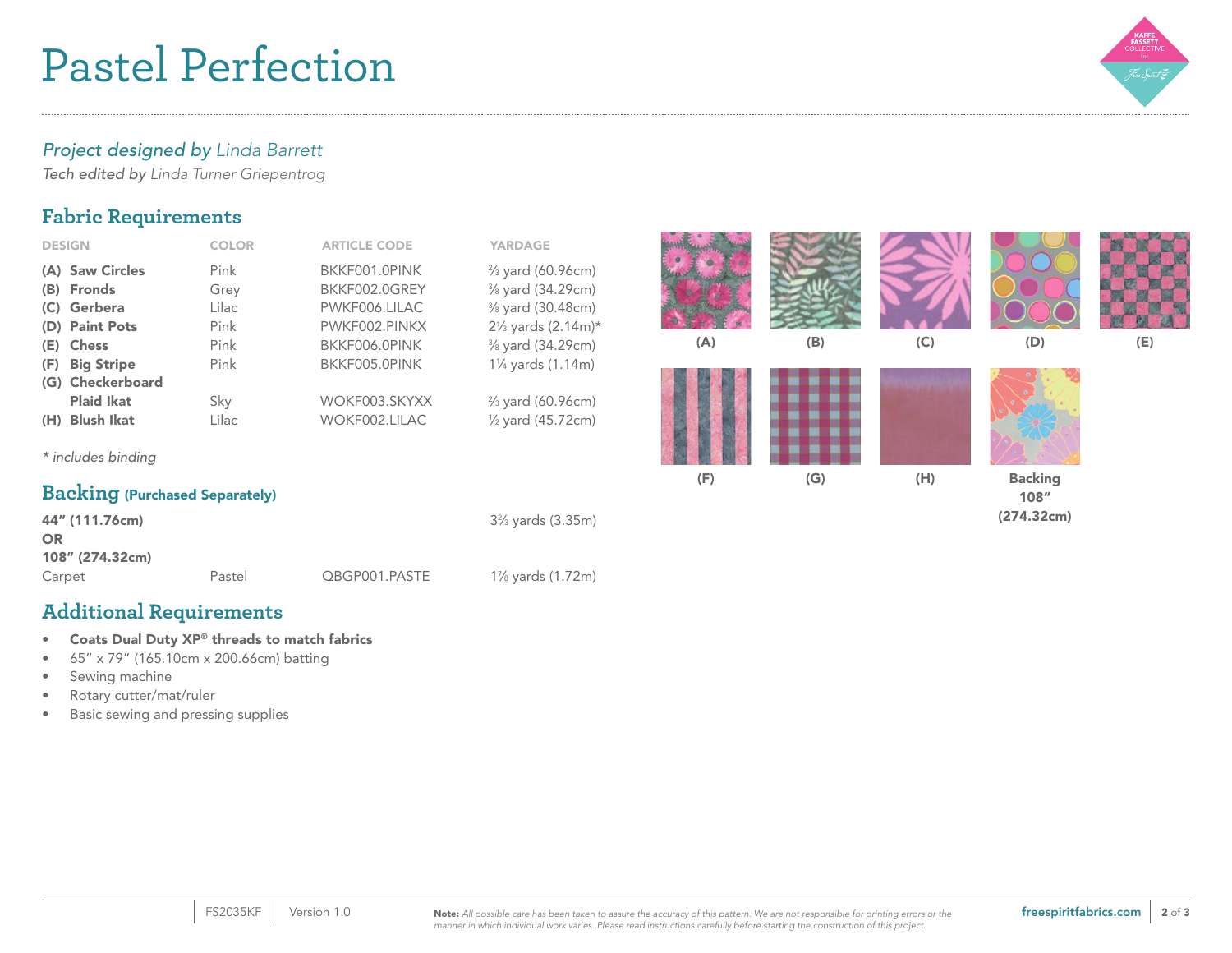# Pastel Perfection

*Project designed by* *Linda Barrett*
*Tech edited by* *Linda Turner Griepentrog*

## Fabric Requirements

| DESIGN | COLOR | ARTICLE CODE | YARDAGE |
|---|---|---|---|
| **(A) Saw Circles** | Pink | BKKF001.0PINK | ⅔ yard (60.96cm) |
| **(B) Fronds** | Grey | BKKF002.0GREY | ⅜ yard (34.29cm) |
| **(C) Gerbera** | Lilac | PWKF006.LILAC | ⅜ yard (30.48cm) |
| **(D) Paint Pots** | Pink | PWKF002.PINKX | 2⅓ yards (2.14m)* |
| **(E) Chess** | Pink | BKKF006.0PINK | ⅜ yard (34.29cm) |
| **(F) Big Stripe** | Pink | BKKF005.0PINK | 1¼ yards (1.14m) |
| **(G) Checkerboard Plaid Ikat** | Sky | WOKF003.SKYXX | ⅔ yard (60.96cm) |
| **(H) Blush Ikat** | Lilac | WOKF002.LILAC | ½ yard (45.72cm) |

*\* includes binding*

(A) (B) (C) (D) (E)

(F) (G) (H) **Backing 108″ (274.32cm)**

## Backing (Purchased Separately)

| | | | |
|---|---|---|---|
| **44″ (111.76cm)** | | | 3⅔ yards (3.35m) |
| **OR** | | | |
| **108″ (274.32cm)** | | | |
| Carpet | Pastel | QBGP001.PASTE | 1⅞ yards (1.72m) |

## Additional Requirements

- **Coats Dual Duty XP® threads to match fabrics**
- 65″ x 79″ (165.10cm x 200.66cm) batting
- Sewing machine
- Rotary cutter/mat/ruler
- Basic sewing and pressing supplies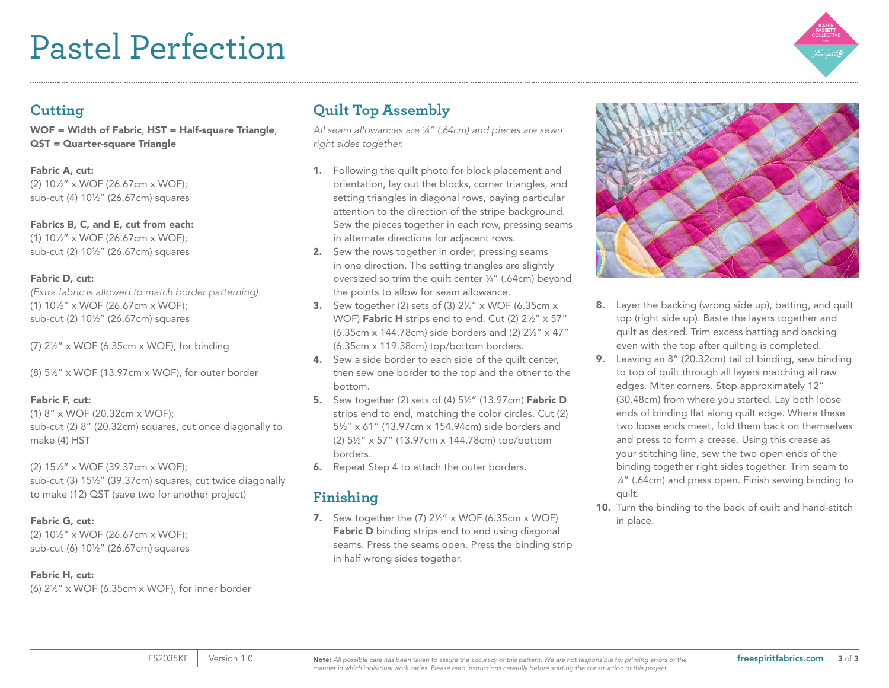# Pastel Perfection

## Cutting

**WOF = Width of Fabric**; **HST = Half-square Triangle**; **QST = Quarter-square Triangle**

**Fabric A, cut:**
(2) 10½" x WOF (26.67cm x WOF);
sub-cut (4) 10½" (26.67cm) squares

**Fabrics B, C, and E, cut from each:**
(1) 10½" x WOF (26.67cm x WOF);
sub-cut (2) 10½" (26.67cm) squares

**Fabric D, cut:**
*(Extra fabric is allowed to match border patterning)*
(1) 10½" x WOF (26.67cm x WOF);
sub-cut (2) 10½" (26.67cm) squares

(7) 2½" x WOF (6.35cm x WOF), for binding

(8) 5½" x WOF (13.97cm x WOF), for outer border

**Fabric F, cut:**
(1) 8" x WOF (20.32cm x WOF);
sub-cut (2) 8" (20.32cm) squares, cut once diagonally to make (4) HST

(2) 15½" x WOF (39.37cm x WOF);
sub-cut (3) 15½" (39.37cm) squares, cut twice diagonally to make (12) QST (save two for another project)

**Fabric G, cut:**
(2) 10½" x WOF (26.67cm x WOF);
sub-cut (6) 10½" (26.67cm) squares

**Fabric H, cut:**
(6) 2½" x WOF (6.35cm x WOF), for inner border

## Quilt Top Assembly

*All seam allowances are ¼" (.64cm) and pieces are sewn right sides together.*

1. Following the quilt photo for block placement and orientation, lay out the blocks, corner triangles, and setting triangles in diagonal rows, paying particular attention to the direction of the stripe background. Sew the pieces together in each row, pressing seams in alternate directions for adjacent rows.
2. Sew the rows together in order, pressing seams in one direction. The setting triangles are slightly oversized so trim the quilt center ¼" (.64cm) beyond the points to allow for seam allowance.
3. Sew together (2) sets of (3) 2½" x WOF (6.35cm x WOF) **Fabric H** strips end to end. Cut (2) 2½" x 57" (6.35cm x 144.78cm) side borders and (2) 2½" x 47" (6.35cm x 119.38cm) top/bottom borders.
4. Sew a side border to each side of the quilt center, then sew one border to the top and the other to the bottom.
5. Sew together (2) sets of (4) 5½" (13.97cm) **Fabric D** strips end to end, matching the color circles. Cut (2) 5½" x 61" (13.97cm x 154.94cm) side borders and (2) 5½" x 57" (13.97cm x 144.78cm) top/bottom borders.
6. Repeat Step 4 to attach the outer borders.

## Finishing

7. Sew together the (7) 2½" x WOF (6.35cm x WOF) **Fabric D** binding strips end to end using diagonal seams. Press the seams open. Press the binding strip in half wrong sides together.
8. Layer the backing (wrong side up), batting, and quilt top (right side up). Baste the layers together and quilt as desired. Trim excess batting and backing even with the top after quilting is completed.
9. Leaving an 8" (20.32cm) tail of binding, sew binding to top of quilt through all layers matching all raw edges. Miter corners. Stop approximately 12" (30.48cm) from where you started. Lay both loose ends of binding flat along quilt edge. Where these two loose ends meet, fold them back on themselves and press to form a crease. Using this crease as your stitching line, sew the two open ends of the binding together right sides together. Trim seam to ¼" (.64cm) and press open. Finish sewing binding to quilt.
10. Turn the binding to the back of quilt and hand-stitch in place.

FS2035KF | Version 1.0

**Note:** *All possible care has been taken to assure the accuracy of this pattern. We are not responsible for printing errors or the manner in which individual work varies. Please read instructions carefully before starting the construction of this project.*

freespiritfabrics.com